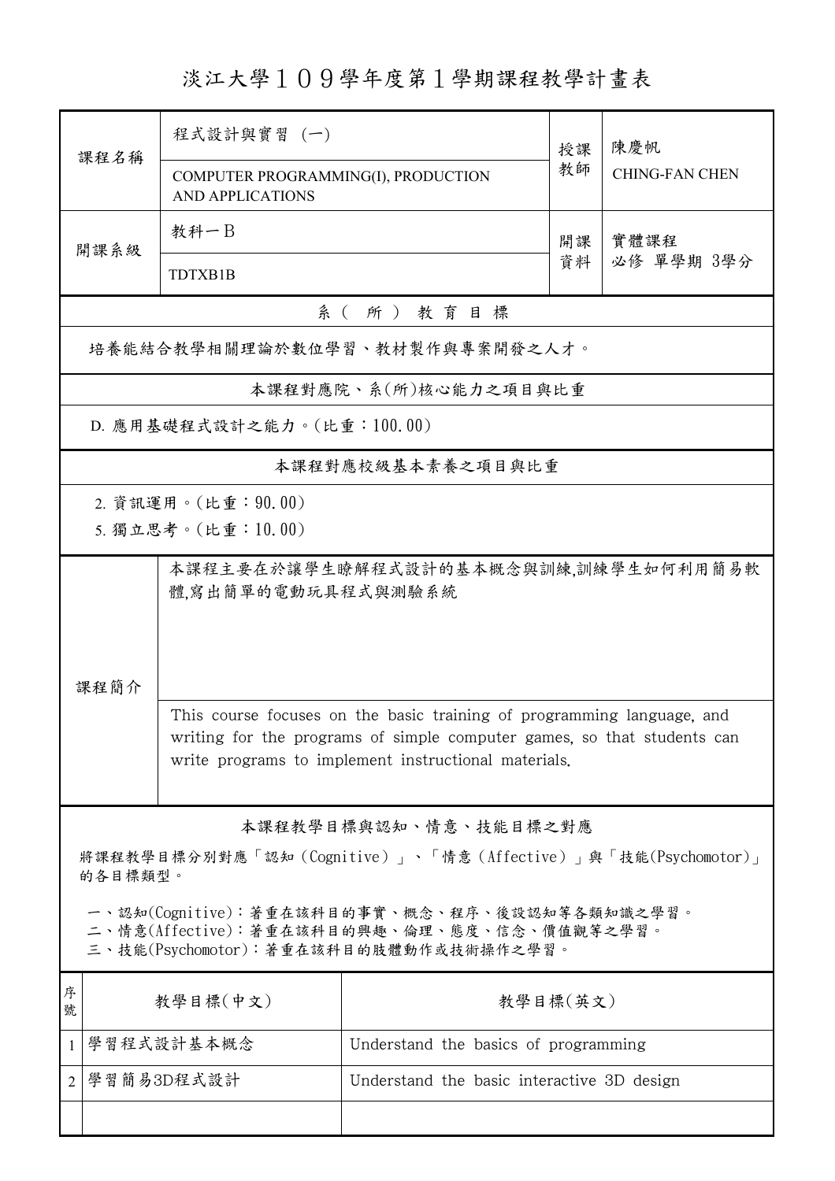# 淡江大學１０９學年度第１學期課程教學計畫表

| 課程名稱 | 程式設計與實習 (一) | 授課教師 | 陳慶帆 |
|---|---|---|---|
| | COMPUTER PROGRAMMING(I), PRODUCTION AND APPLICATIONS | | CHING-FAN CHEN |
| 開課系級 | 教科一B | 開課資料 | 實體課程<br>必修 單學期 3學分 |
| | TDTXB1B | | |

## 系（所）教育目標

培養能結合教學相關理論於數位學習、教材製作與專案開發之人才。

## 本課程對應院、系(所)核心能力之項目與比重

D. 應用基礎程式設計之能力。(比重：100.00)

## 本課程對應校級基本素養之項目與比重

2. 資訊運用。(比重：90.00)
5. 獨立思考。(比重：10.00)

## 課程簡介

本課程主要在於讓學生瞭解程式設計的基本概念與訓練,訓練學生如何利用簡易軟體,寫出簡單的電動玩具程式與測驗系統

This course focuses on the basic training of programming language, and writing for the programs of simple computer games, so that students can write programs to implement instructional materials.

## 本課程教學目標與認知、情意、技能目標之對應

將課程教學目標分別對應「認知（Cognitive）」、「情意（Affective）」與「技能(Psychomotor)」的各目標類型。

一、認知(Cognitive)：著重在該科目的事實、概念、程序、後設認知等各類知識之學習。
二、情意(Affective)：著重在該科目的興趣、倫理、態度、信念、價值觀等之學習。
三、技能(Psychomotor)：著重在該科目的肢體動作或技術操作之學習。

| 序號 | 教學目標(中文) | 教學目標(英文) |
|---|---|---|
| 1 | 學習程式設計基本概念 | Understand the basics of programming |
| 2 | 學習簡易3D程式設計 | Understand the basic interactive 3D design |
| | | |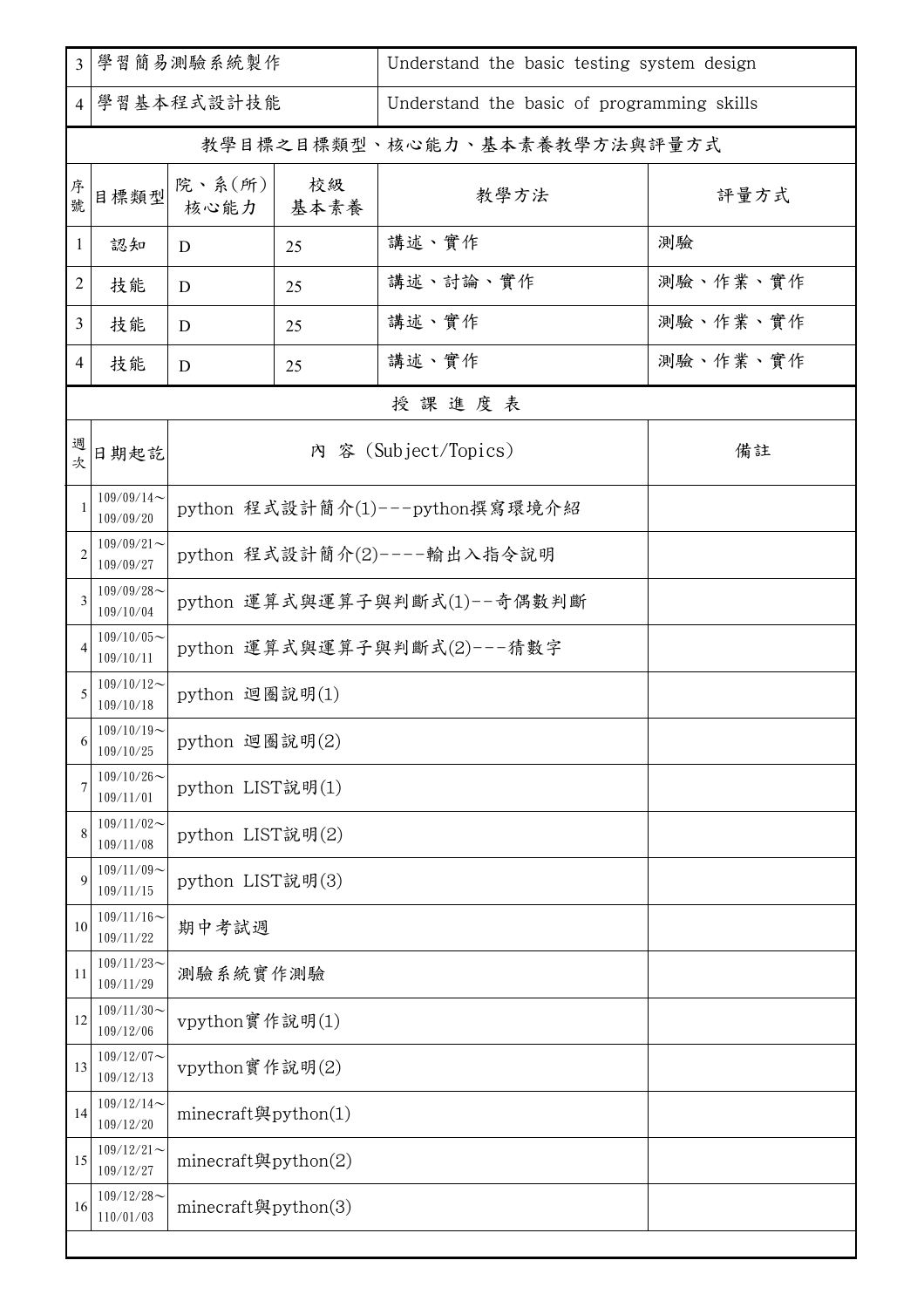| 3 | 學習簡易測驗系統製作 | Understand the basic testing system design |
|---|---|---|
| 4 | 學習基本程式設計技能 | Understand the basic of programming skills |

教學目標之目標類型、核心能力、基本素養教學方法與評量方式

| 序號 | 目標類型 | 院、系(所)核心能力 | 校級基本素養 | 教學方法 | 評量方式 |
|---|---|---|---|---|---|
| 1 | 認知 | D | 25 | 講述、實作 | 測驗 |
| 2 | 技能 | D | 25 | 講述、討論、實作 | 測驗、作業、實作 |
| 3 | 技能 | D | 25 | 講述、實作 | 測驗、作業、實作 |
| 4 | 技能 | D | 25 | 講述、實作 | 測驗、作業、實作 |

授 課 進 度 表

| 週次 | 日期起訖 | 內 容 (Subject/Topics) | 備註 |
|---|---|---|---|
| 1 | 109/09/14～109/09/20 | python 程式設計簡介(1)---python撰寫環境介紹 | |
| 2 | 109/09/21～109/09/27 | python 程式設計簡介(2)----輸出入指令說明 | |
| 3 | 109/09/28～109/10/04 | python 運算式與運算子與判斷式(1)--奇偶數判斷 | |
| 4 | 109/10/05～109/10/11 | python 運算式與運算子與判斷式(2)---猜數字 | |
| 5 | 109/10/12～109/10/18 | python 迴圈說明(1) | |
| 6 | 109/10/19～109/10/25 | python 迴圈說明(2) | |
| 7 | 109/10/26～109/11/01 | python LIST說明(1) | |
| 8 | 109/11/02～109/11/08 | python LIST說明(2) | |
| 9 | 109/11/09～109/11/15 | python LIST說明(3) | |
| 10 | 109/11/16～109/11/22 | 期中考試週 | |
| 11 | 109/11/23～109/11/29 | 測驗系統實作測驗 | |
| 12 | 109/11/30～109/12/06 | vpython實作說明(1) | |
| 13 | 109/12/07～109/12/13 | vpython實作說明(2) | |
| 14 | 109/12/14～109/12/20 | minecraft與python(1) | |
| 15 | 109/12/21～109/12/27 | minecraft與python(2) | |
| 16 | 109/12/28～110/01/03 | minecraft與python(3) | |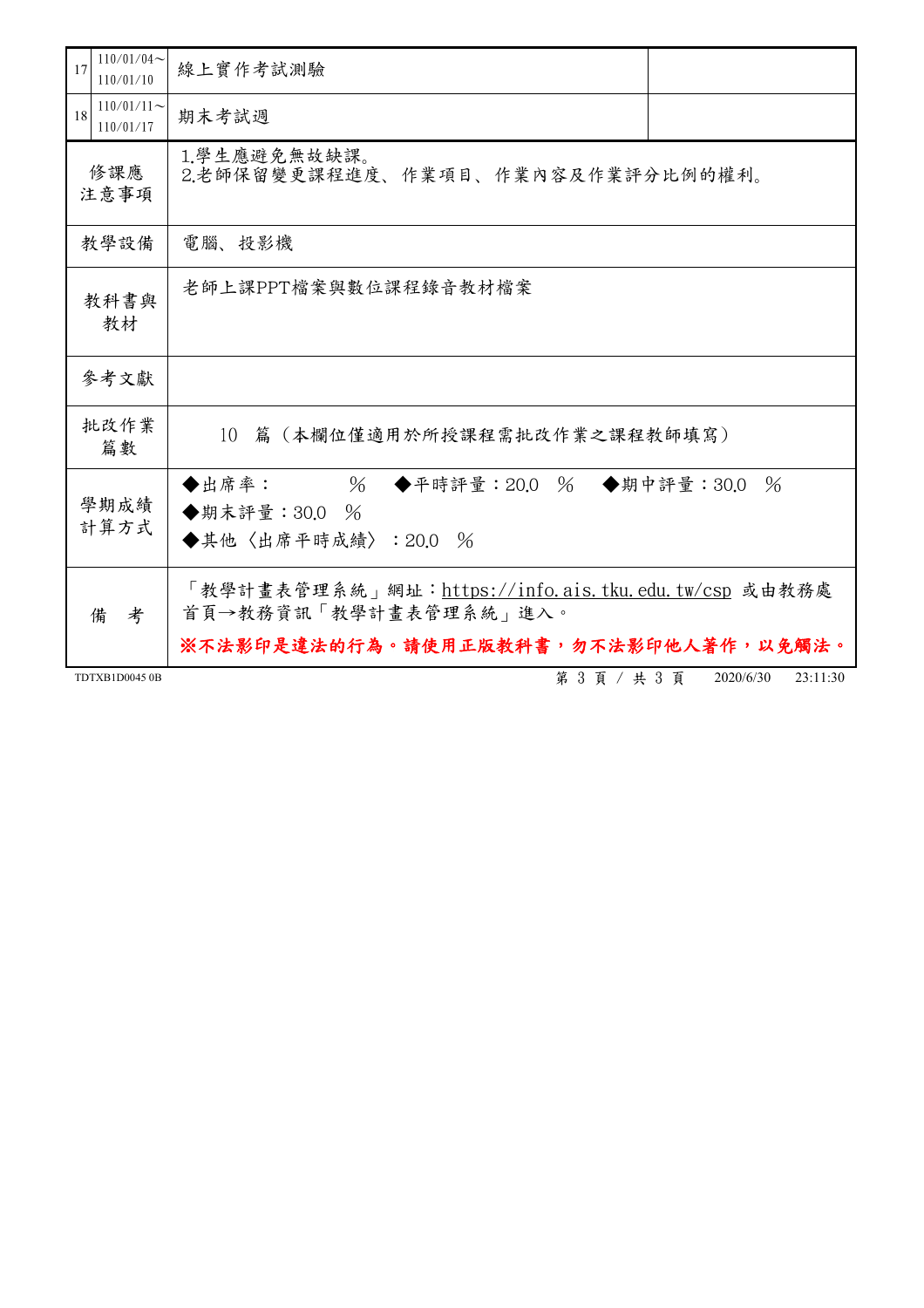| | | | |
|---|---|---|---|
| 17 | 110/01/04～<br>110/01/10 | 線上實作考試測驗 | |
| 18 | 110/01/11～<br>110/01/17 | 期末考試週 | |

| | |
|---|---|
| 修課應<br>注意事項 | 1.學生應避免無故缺課。<br>2.老師保留變更課程進度、作業項目、作業內容及作業評分比例的權利。 |
| 教學設備 | 電腦、投影機 |
| 教科書與<br>教材 | 老師上課PPT檔案與數位課程錄音教材檔案 |
| 參考文獻 | |
| 批改作業<br>篇數 | 10　篇（本欄位僅適用於所授課程需批改作業之課程教師填寫） |
| 學期成績<br>計算方式 | ◆出席率：　　　％　◆平時評量：20.0　％　◆期中評量：30.0　％<br>◆期末評量：30.0　％<br>◆其他〈出席平時成績〉：20.0　％ |
| 備　考 | 「教學計畫表管理系統」網址：https://info.ais.tku.edu.tw/csp 或由教務處首頁→教務資訊「教學計畫表管理系統」進入。<br>**※不法影印是違法的行為。請使用正版教科書，勿不法影印他人著作，以免觸法。** |

TDTXB1D0045 0B　　2020/6/30　23:11:30